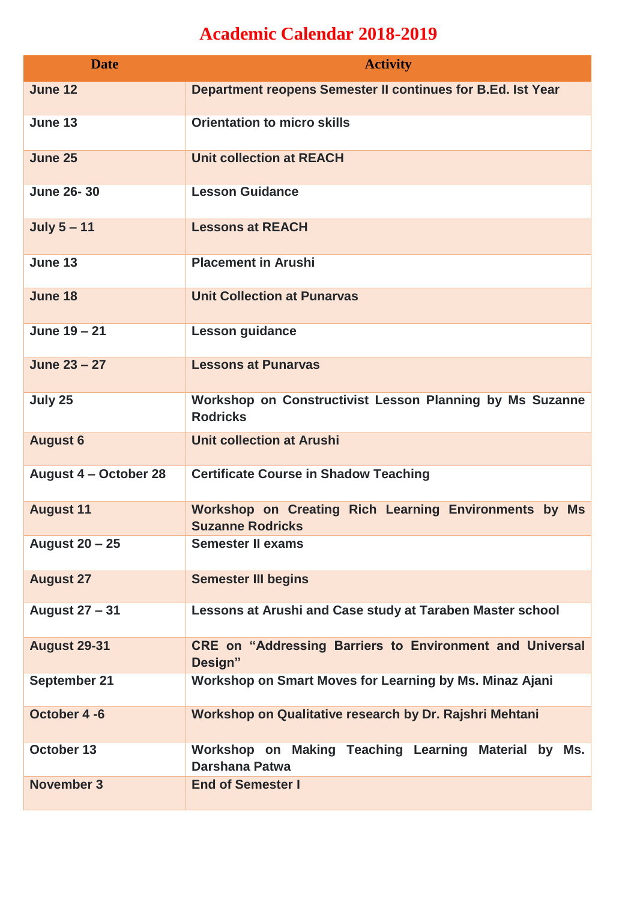# Academic Calendar 2018-2019

| Date | Activity |
|---|---|
| June 12 | Department reopens Semester II continues for B.Ed. Ist Year |
| June 13 | Orientation to micro skills |
| June 25 | Unit collection at REACH |
| June 26- 30 | Lesson Guidance |
| July 5 – 11 | Lessons at REACH |
| June 13 | Placement in Arushi |
| June 18 | Unit Collection at Punarvas |
| June 19 – 21 | Lesson guidance |
| June 23 – 27 | Lessons at Punarvas |
| July 25 | Workshop on Constructivist Lesson Planning by Ms Suzanne Rodricks |
| August 6 | Unit collection at Arushi |
| August 4 – October 28 | Certificate Course in Shadow Teaching |
| August 11 | Workshop on Creating Rich Learning Environments by Ms Suzanne Rodricks |
| August 20 – 25 | Semester II exams |
| August 27 | Semester III begins |
| August 27 – 31 | Lessons at Arushi and Case study at Taraben Master school |
| August 29-31 | CRE on "Addressing Barriers to Environment and Universal Design" |
| September 21 | Workshop on Smart Moves for Learning by Ms. Minaz Ajani |
| October 4 -6 | Workshop on Qualitative research by Dr. Rajshri Mehtani |
| October 13 | Workshop on Making Teaching Learning Material by Ms. Darshana Patwa |
| November 3 | End of Semester I |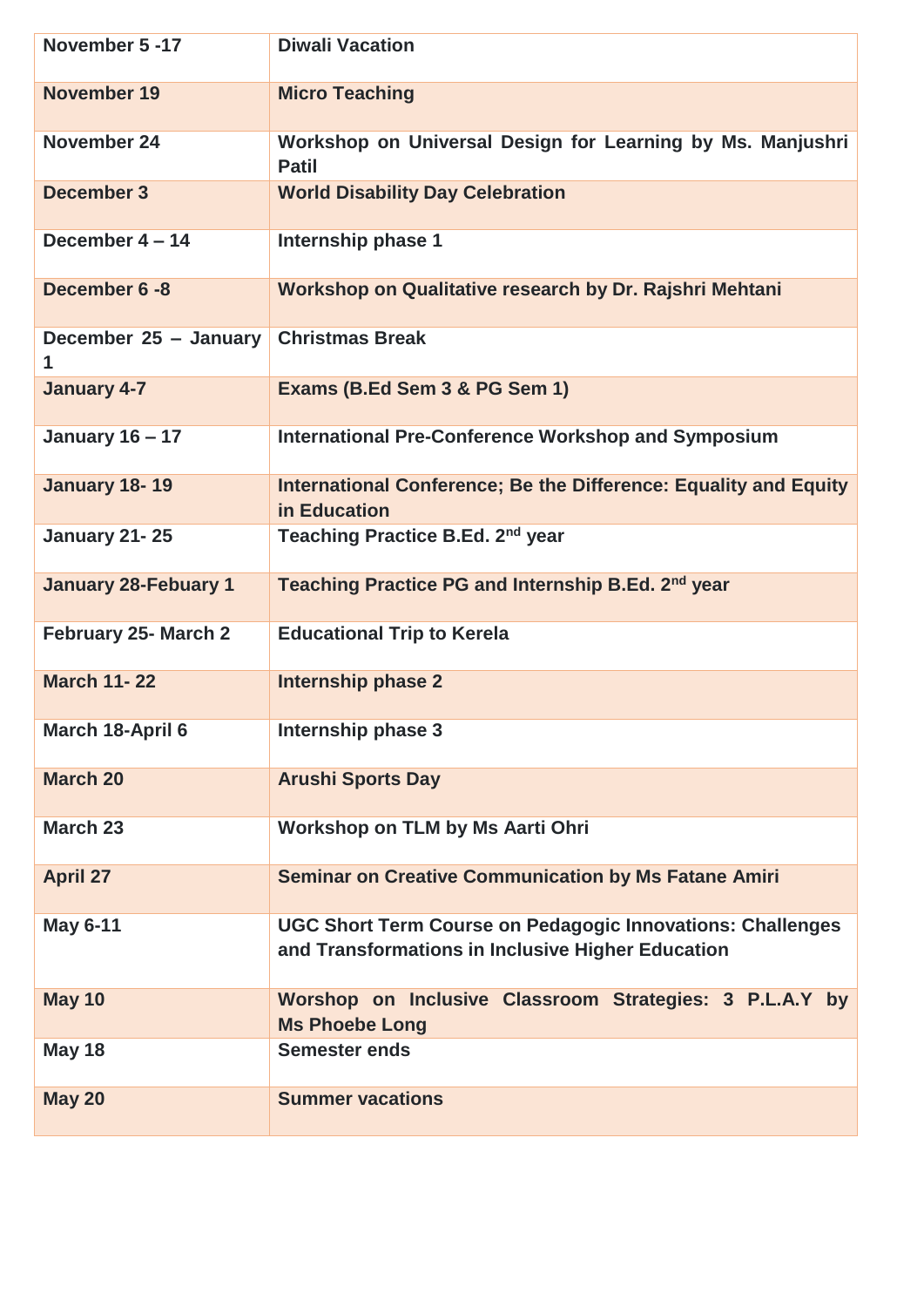| | |
|---|---|
| **November 5 -17** | **Diwali Vacation** |
| **November 19** | **Micro Teaching** |
| **November 24** | **Workshop on Universal Design for Learning by Ms. Manjushri Patil** |
| **December 3** | **World Disability Day Celebration** |
| **December 4 – 14** | **Internship phase 1** |
| **December 6 -8** | **Workshop on Qualitative research by Dr. Rajshri Mehtani** |
| **December 25 – January 1** | **Christmas Break** |
| **January 4-7** | **Exams (B.Ed Sem 3 & PG Sem 1)** |
| **January 16 – 17** | **International Pre-Conference Workshop and Symposium** |
| **January 18- 19** | **International Conference; Be the Difference: Equality and Equity in Education** |
| **January 21- 25** | **Teaching Practice B.Ed. 2nd year** |
| **January 28-Febuary 1** | **Teaching Practice PG and Internship B.Ed. 2nd year** |
| **February 25- March 2** | **Educational Trip to Kerela** |
| **March 11- 22** | **Internship phase 2** |
| **March 18-April 6** | **Internship phase 3** |
| **March 20** | **Arushi Sports Day** |
| **March 23** | **Workshop on TLM by Ms Aarti Ohri** |
| **April 27** | **Seminar on Creative Communication by Ms Fatane Amiri** |
| **May 6-11** | **UGC Short Term Course on Pedagogic Innovations: Challenges and Transformations in Inclusive Higher Education** |
| **May 10** | **Worshop on Inclusive Classroom Strategies: 3 P.L.A.Y by Ms Phoebe Long** |
| **May 18** | **Semester ends** |
| **May 20** | **Summer vacations** |